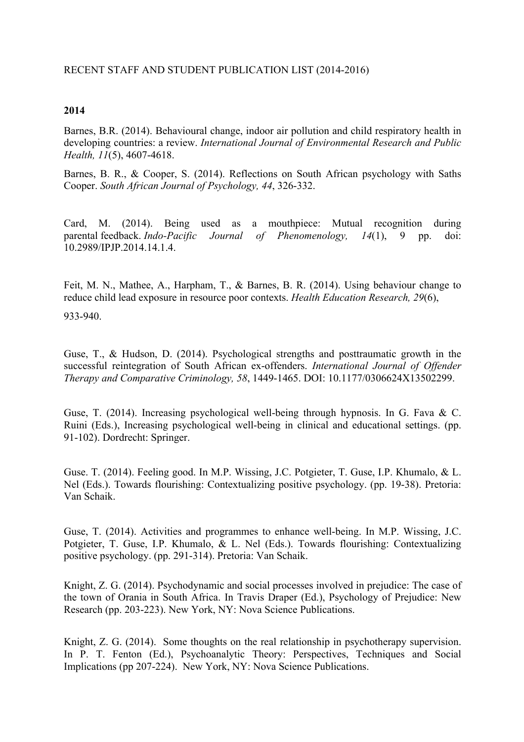RECENT STAFF AND STUDENT PUBLICATION LIST (2014-2016)

**2014**

Barnes, B.R. (2014). Behavioural change, indoor air pollution and child respiratory health in developing countries: a review. *International Journal of Environmental Research and Public Health, 11*(5), 4607-4618.

Barnes, B. R., & Cooper, S. (2014). Reflections on South African psychology with Saths Cooper. *South African Journal of Psychology, 44*, 326-332.

Card, M. (2014). Being used as a mouthpiece: Mutual recognition during parental feedback. *Indo-Pacific Journal of Phenomenology, 14*(1), 9 pp. doi: 10.2989/IPJP.2014.14.1.4.

Feit, M. N., Mathee, A., Harpham, T., & Barnes, B. R. (2014). Using behaviour change to reduce child lead exposure in resource poor contexts. *Health Education Research, 29*(6), 933-940.

Guse, T., & Hudson, D. (2014). Psychological strengths and posttraumatic growth in the successful reintegration of South African ex-offenders. *International Journal of Offender Therapy and Comparative Criminology, 58*, 1449-1465. DOI: 10.1177/0306624X13502299.

Guse, T. (2014). Increasing psychological well-being through hypnosis. In G. Fava & C. Ruini (Eds.), Increasing psychological well-being in clinical and educational settings. (pp. 91-102). Dordrecht: Springer.

Guse. T. (2014). Feeling good. In M.P. Wissing, J.C. Potgieter, T. Guse, I.P. Khumalo, & L. Nel (Eds.). Towards flourishing: Contextualizing positive psychology. (pp. 19-38). Pretoria: Van Schaik.

Guse, T. (2014). Activities and programmes to enhance well-being. In M.P. Wissing, J.C. Potgieter, T. Guse, I.P. Khumalo, & L. Nel (Eds.). Towards flourishing: Contextualizing positive psychology. (pp. 291-314). Pretoria: Van Schaik.

Knight, Z. G. (2014). Psychodynamic and social processes involved in prejudice: The case of the town of Orania in South Africa. In Travis Draper (Ed.), Psychology of Prejudice: New Research (pp. 203-223). New York, NY: Nova Science Publications.

Knight, Z. G. (2014). Some thoughts on the real relationship in psychotherapy supervision. In P. T. Fenton (Ed.), Psychoanalytic Theory: Perspectives, Techniques and Social Implications (pp 207-224). New York, NY: Nova Science Publications.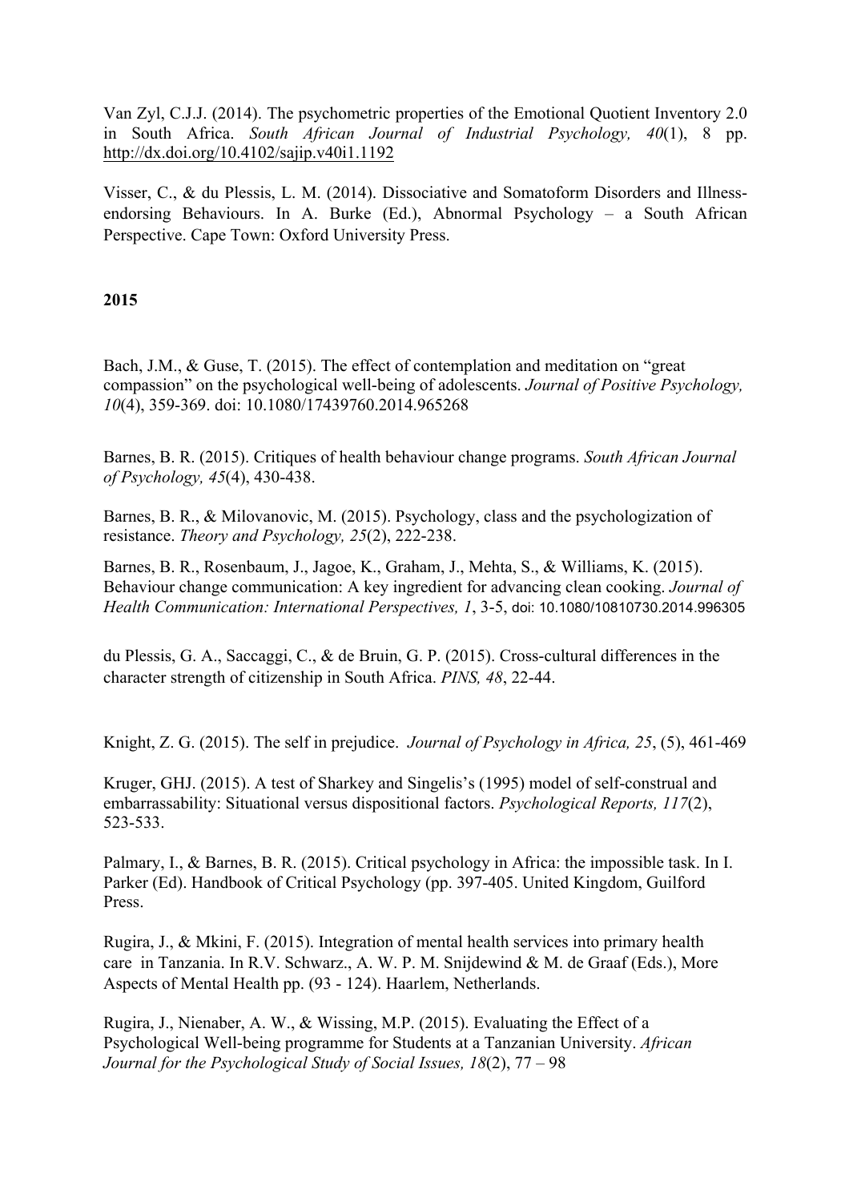Van Zyl, C.J.J. (2014). The psychometric properties of the Emotional Quotient Inventory 2.0 in South Africa. *South African Journal of Industrial Psychology, 40*(1), 8 pp. http://dx.doi.org/10.4102/sajip.v40i1.1192

Visser, C., & du Plessis, L. M. (2014). Dissociative and Somatoform Disorders and Illness-endorsing Behaviours. In A. Burke (Ed.), Abnormal Psychology – a South African Perspective. Cape Town: Oxford University Press.

**2015**

Bach, J.M., & Guse, T. (2015). The effect of contemplation and meditation on "great compassion" on the psychological well-being of adolescents. *Journal of Positive Psychology, 10*(4), 359-369. doi: 10.1080/17439760.2014.965268

Barnes, B. R. (2015). Critiques of health behaviour change programs. *South African Journal of Psychology, 45*(4), 430-438.

Barnes, B. R., & Milovanovic, M. (2015). Psychology, class and the psychologization of resistance. *Theory and Psychology, 25*(2), 222-238.

Barnes, B. R., Rosenbaum, J., Jagoe, K., Graham, J., Mehta, S., & Williams, K. (2015). Behaviour change communication: A key ingredient for advancing clean cooking. *Journal of Health Communication: International Perspectives, 1*, 3-5, doi: 10.1080/10810730.2014.996305

du Plessis, G. A., Saccaggi, C., & de Bruin, G. P. (2015). Cross-cultural differences in the character strength of citizenship in South Africa. *PINS, 48*, 22-44.

Knight, Z. G. (2015). The self in prejudice. *Journal of Psychology in Africa, 25*, (5), 461-469

Kruger, GHJ. (2015). A test of Sharkey and Singelis's (1995) model of self-construal and embarrassability: Situational versus dispositional factors. *Psychological Reports, 117*(2), 523-533.

Palmary, I., & Barnes, B. R. (2015). Critical psychology in Africa: the impossible task. In I. Parker (Ed). Handbook of Critical Psychology (pp. 397-405. United Kingdom, Guilford Press.

Rugira, J., & Mkini, F. (2015). Integration of mental health services into primary health care in Tanzania. In R.V. Schwarz., A. W. P. M. Snijdewind & M. de Graaf (Eds.), More Aspects of Mental Health pp. (93 - 124). Haarlem, Netherlands.

Rugira, J., Nienaber, A. W., & Wissing, M.P. (2015). Evaluating the Effect of a Psychological Well-being programme for Students at a Tanzanian University. *African Journal for the Psychological Study of Social Issues, 18*(2), 77 – 98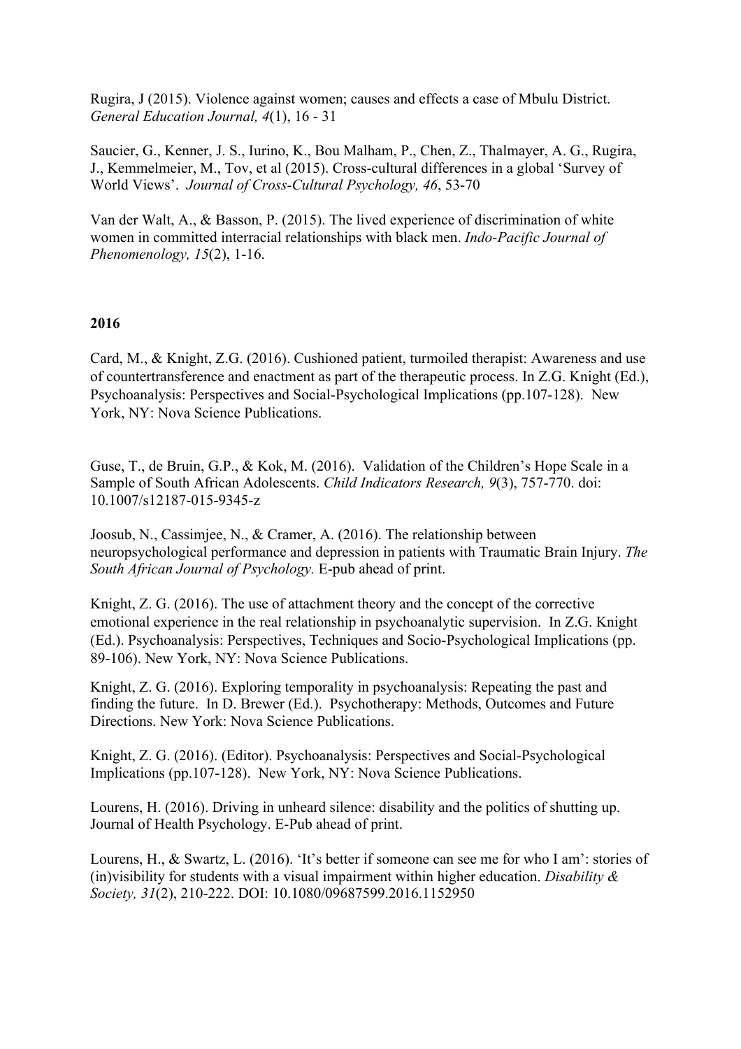Rugira, J (2015). Violence against women; causes and effects a case of Mbulu District. *General Education Journal, 4*(1), 16 - 31

Saucier, G., Kenner, J. S., Iurino, K., Bou Malham, P., Chen, Z., Thalmayer, A. G., Rugira, J., Kemmelmeier, M., Tov, et al (2015). Cross-cultural differences in a global 'Survey of World Views'. *Journal of Cross-Cultural Psychology, 46*, 53-70

Van der Walt, A., & Basson, P. (2015). The lived experience of discrimination of white women in committed interracial relationships with black men. *Indo-Pacific Journal of Phenomenology, 15*(2), 1-16.

**2016**

Card, M., & Knight, Z.G. (2016). Cushioned patient, turmoiled therapist: Awareness and use of countertransference and enactment as part of the therapeutic process. In Z.G. Knight (Ed.), Psychoanalysis: Perspectives and Social-Psychological Implications (pp.107-128). New York, NY: Nova Science Publications.

Guse, T., de Bruin, G.P., & Kok, M. (2016). Validation of the Children's Hope Scale in a Sample of South African Adolescents. *Child Indicators Research, 9*(3), 757-770. doi: 10.1007/s12187-015-9345-z

Joosub, N., Cassimjee, N., & Cramer, A. (2016). The relationship between neuropsychological performance and depression in patients with Traumatic Brain Injury. *The South African Journal of Psychology.* E-pub ahead of print.

Knight, Z. G. (2016). The use of attachment theory and the concept of the corrective emotional experience in the real relationship in psychoanalytic supervision. In Z.G. Knight (Ed.). Psychoanalysis: Perspectives, Techniques and Socio-Psychological Implications (pp. 89-106). New York, NY: Nova Science Publications.

Knight, Z. G. (2016). Exploring temporality in psychoanalysis: Repeating the past and finding the future. In D. Brewer (Ed.). Psychotherapy: Methods, Outcomes and Future Directions. New York: Nova Science Publications.

Knight, Z. G. (2016). (Editor). Psychoanalysis: Perspectives and Social-Psychological Implications (pp.107-128). New York, NY: Nova Science Publications.

Lourens, H. (2016). Driving in unheard silence: disability and the politics of shutting up. Journal of Health Psychology. E-Pub ahead of print.

Lourens, H., & Swartz, L. (2016). 'It's better if someone can see me for who I am': stories of (in)visibility for students with a visual impairment within higher education. *Disability & Society, 31*(2), 210-222. DOI: 10.1080/09687599.2016.1152950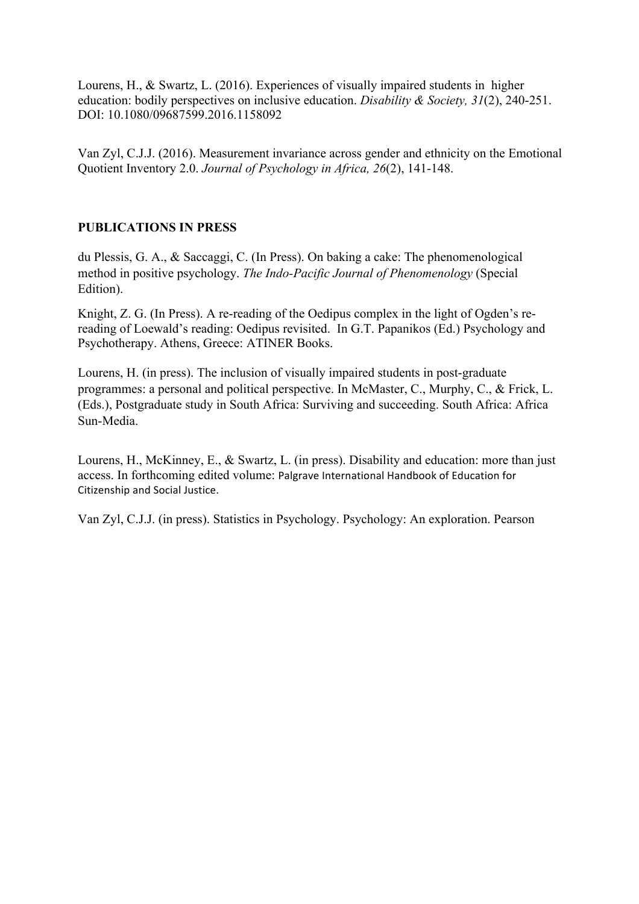Lourens, H., & Swartz, L. (2016). Experiences of visually impaired students in higher education: bodily perspectives on inclusive education. *Disability & Society, 31*(2), 240-251. DOI: 10.1080/09687599.2016.1158092

Van Zyl, C.J.J. (2016). Measurement invariance across gender and ethnicity on the Emotional Quotient Inventory 2.0. *Journal of Psychology in Africa, 26*(2), 141-148.

**PUBLICATIONS IN PRESS**

du Plessis, G. A., & Saccaggi, C. (In Press). On baking a cake: The phenomenological method in positive psychology. *The Indo-Pacific Journal of Phenomenology* (Special Edition).

Knight, Z. G. (In Press). A re-reading of the Oedipus complex in the light of Ogden's re-reading of Loewald's reading: Oedipus revisited. In G.T. Papanikos (Ed.) Psychology and Psychotherapy. Athens, Greece: ATINER Books.

Lourens, H. (in press). The inclusion of visually impaired students in post-graduate programmes: a personal and political perspective. In McMaster, C., Murphy, C., & Frick, L. (Eds.), Postgraduate study in South Africa: Surviving and succeeding. South Africa: Africa Sun-Media.

Lourens, H., McKinney, E., & Swartz, L. (in press). Disability and education: more than just access. In forthcoming edited volume: Palgrave International Handbook of Education for Citizenship and Social Justice.

Van Zyl, C.J.J. (in press). Statistics in Psychology. Psychology: An exploration. Pearson